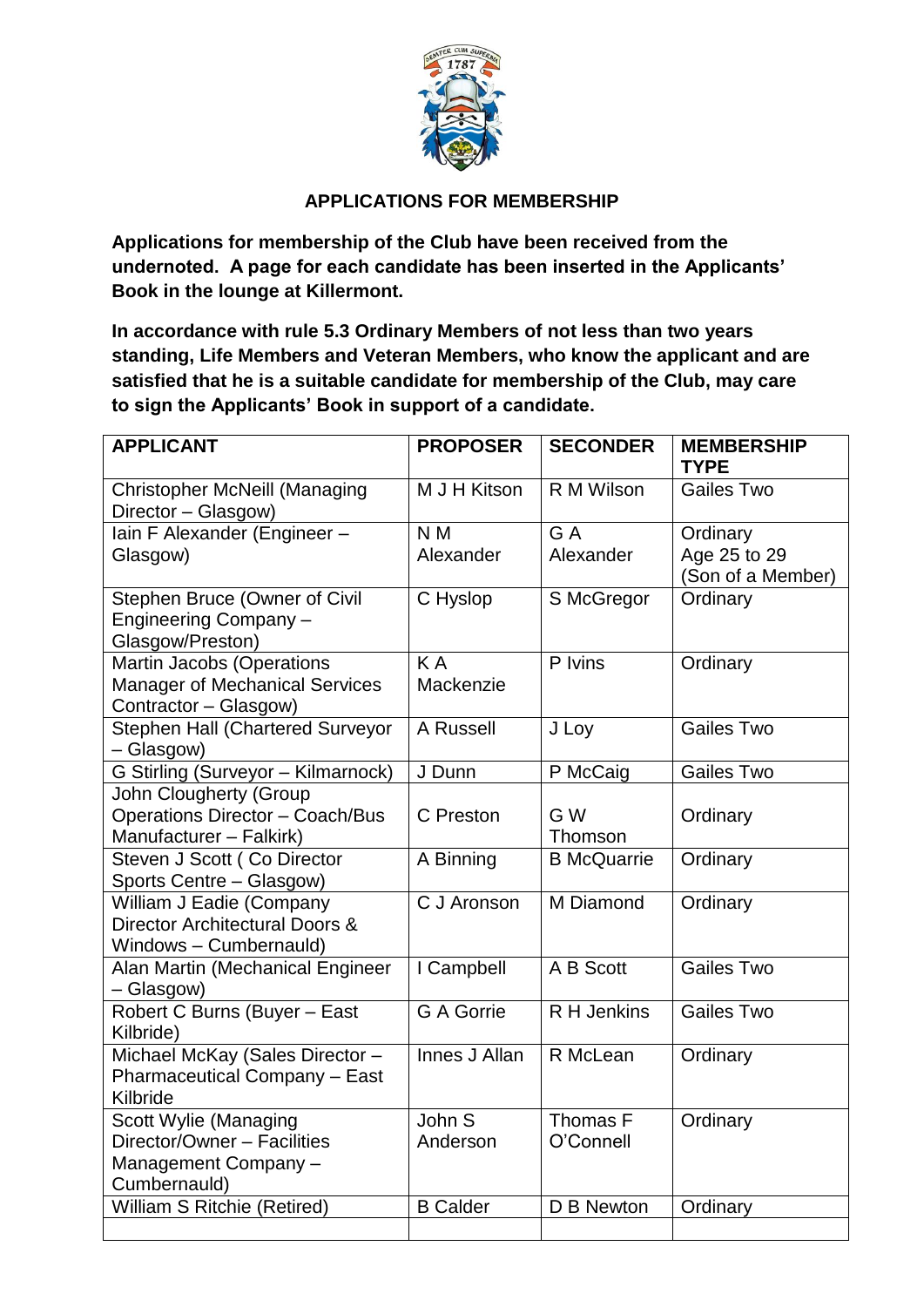## APPLICATIONS FOR MEMBERSHIP

**Applications for membership of the Club have been received from the undernoted. A page for each candidate has been inserted in the Applicants' Book in the lounge at Killermont.**

**In accordance with rule 5.3 Ordinary Members of not less than two years standing, Life Members and Veteran Members, who know the applicant and are satisfied that he is a suitable candidate for membership of the Club, may care to sign the Applicants' Book in support of a candidate.**

| APPLICANT | PROPOSER | SECONDER | MEMBERSHIP TYPE |
|---|---|---|---|
| Christopher McNeill (Managing Director – Glasgow) | M J H Kitson | R M Wilson | Gailes Two |
| Iain F Alexander (Engineer – Glasgow) | N M Alexander | G A Alexander | Ordinary Age 25 to 29 (Son of a Member) |
| Stephen Bruce (Owner of Civil Engineering Company – Glasgow/Preston) | C Hyslop | S McGregor | Ordinary |
| Martin Jacobs (Operations Manager of Mechanical Services Contractor – Glasgow) | K A Mackenzie | P Ivins | Ordinary |
| Stephen Hall (Chartered Surveyor – Glasgow) | A Russell | J Loy | Gailes Two |
| G Stirling (Surveyor – Kilmarnock) | J Dunn | P McCaig | Gailes Two |
| John Clougherty (Group Operations Director – Coach/Bus Manufacturer – Falkirk) | C Preston | G W Thomson | Ordinary |
| Steven J Scott ( Co Director Sports Centre – Glasgow) | A Binning | B McQuarrie | Ordinary |
| William J Eadie (Company Director Architectural Doors & Windows – Cumbernauld) | C J Aronson | M Diamond | Ordinary |
| Alan Martin (Mechanical Engineer – Glasgow) | I Campbell | A B Scott | Gailes Two |
| Robert C Burns (Buyer – East Kilbride) | G A Gorrie | R H Jenkins | Gailes Two |
| Michael McKay (Sales Director – Pharmaceutical Company – East Kilbride | Innes J Allan | R McLean | Ordinary |
| Scott Wylie (Managing Director/Owner – Facilities Management Company – Cumbernauld) | John S Anderson | Thomas F O'Connell | Ordinary |
| William S Ritchie (Retired) | B Calder | D B Newton | Ordinary |
| | | | |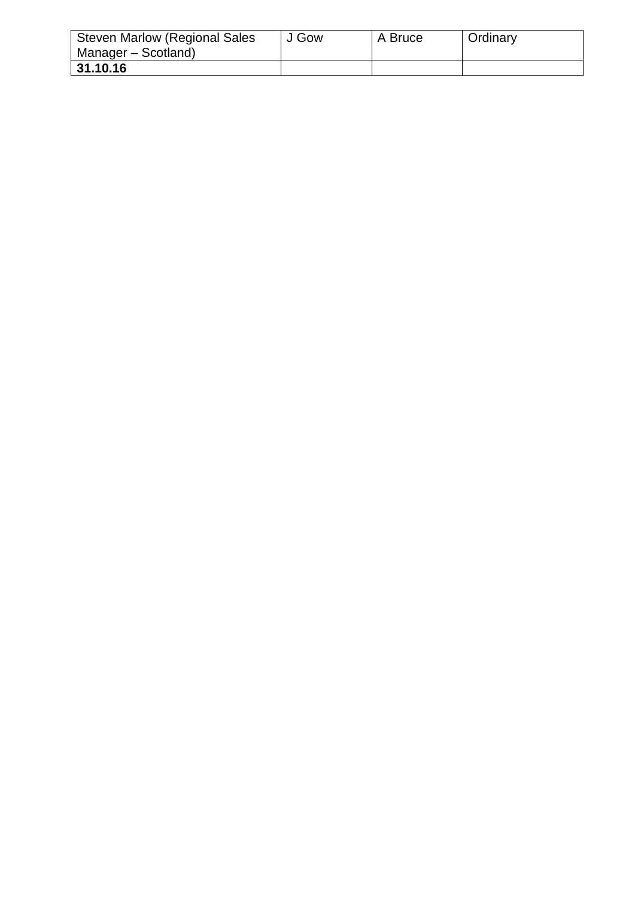| | | | |
|---|---|---|---|
| Steven Marlow (Regional Sales Manager – Scotland) | J Gow | A Bruce | Ordinary |
| **31.10.16** | | | |